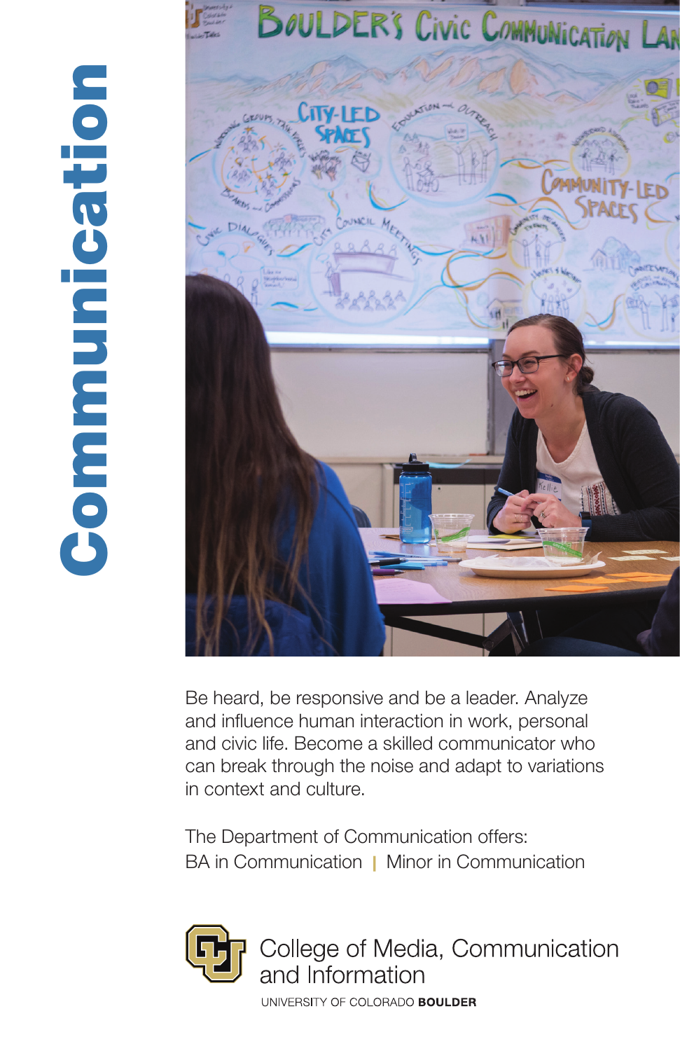# Communication

Be heard, be responsive and be a leader. Analyze and influence human interaction in work, personal and civic life. Become a skilled communicator who can break through the noise and adapt to variations in context and culture.

The Department of Communication offers:
BA in Communication | Minor in Communication

College of Media, Communication and Information

UNIVERSITY OF COLORADO **BOULDER**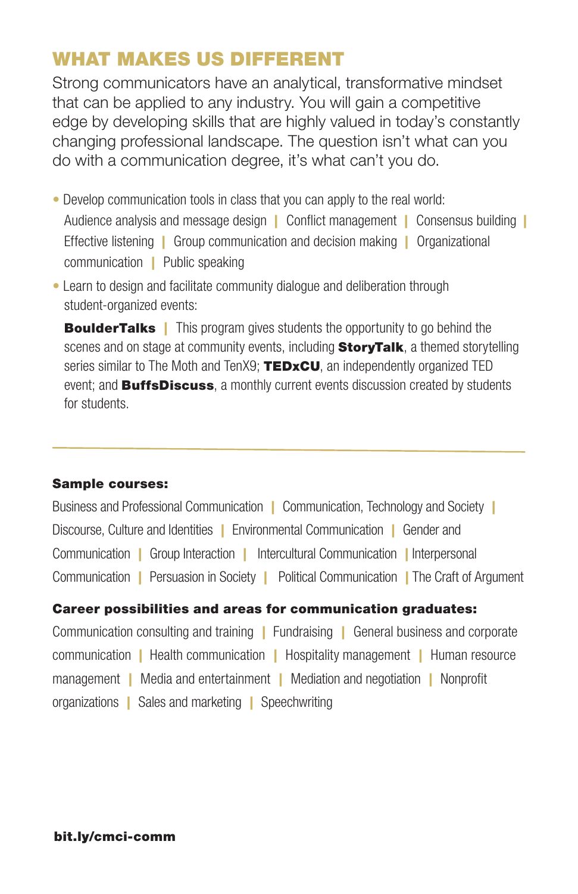## WHAT MAKES US DIFFERENT

Strong communicators have an analytical, transformative mindset that can be applied to any industry. You will gain a competitive edge by developing skills that are highly valued in today's constantly changing professional landscape. The question isn't what can you do with a communication degree, it's what can't you do.

- Develop communication tools in class that you can apply to the real world: Audience analysis and message design | Conflict management | Consensus building | Effective listening | Group communication and decision making | Organizational communication | Public speaking
- Learn to design and facilitate community dialogue and deliberation through student-organized events:

  **BoulderTalks** | This program gives students the opportunity to go behind the scenes and on stage at community events, including **StoryTalk**, a themed storytelling series similar to The Moth and TenX9; **TEDxCU**, an independently organized TED event; and **BuffsDiscuss**, a monthly current events discussion created by students for students.

---

**Sample courses:**

Business and Professional Communication | Communication, Technology and Society | Discourse, Culture and Identities | Environmental Communication | Gender and Communication | Group Interaction | Intercultural Communication | Interpersonal Communication | Persuasion in Society | Political Communication | The Craft of Argument

**Career possibilities and areas for communication graduates:**

Communication consulting and training | Fundraising | General business and corporate communication | Health communication | Hospitality management | Human resource management | Media and entertainment | Mediation and negotiation | Nonprofit organizations | Sales and marketing | Speechwriting

**bit.ly/cmci-comm**